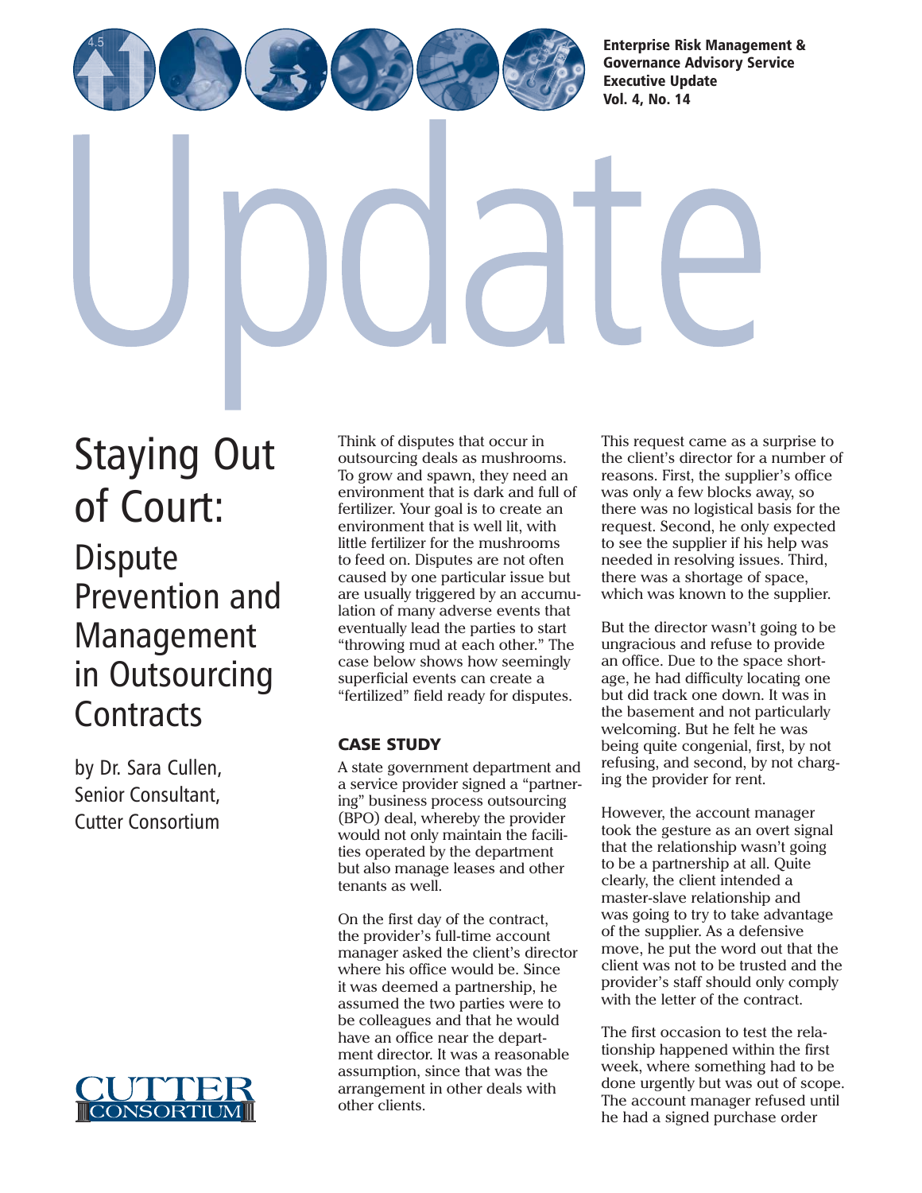Enterprise Risk Management & Governance Advisory Service Executive Update Vol. 4, No. 14

# Staying Out of Court:

## Dispute Prevention and Management in Outsourcing Contracts

by Dr. Sara Cullen, Senior Consultant, Cutter Consortium

Think of disputes that occur in outsourcing deals as mushrooms. To grow and spawn, they need an environment that is dark and full of fertilizer. Your goal is to create an environment that is well lit, with little fertilizer for the mushrooms to feed on. Disputes are not often caused by one particular issue but are usually triggered by an accumulation of many adverse events that eventually lead the parties to start "throwing mud at each other." The case below shows how seemingly superficial events can create a "fertilized" field ready for disputes.

### CASE STUDY

A state government department and a service provider signed a "partnering" business process outsourcing (BPO) deal, whereby the provider would not only maintain the facilities operated by the department but also manage leases and other tenants as well.

On the first day of the contract, the provider's full-time account manager asked the client's director where his office would be. Since it was deemed a partnership, he assumed the two parties were to be colleagues and that he would have an office near the department director. It was a reasonable assumption, since that was the arrangement in other deals with other clients.

This request came as a surprise to the client's director for a number of reasons. First, the supplier's office was only a few blocks away, so there was no logistical basis for the request. Second, he only expected to see the supplier if his help was needed in resolving issues. Third, there was a shortage of space, which was known to the supplier.

But the director wasn't going to be ungracious and refuse to provide an office. Due to the space shortage, he had difficulty locating one but did track one down. It was in the basement and not particularly welcoming. But he felt he was being quite congenial, first, by not refusing, and second, by not charging the provider for rent.

However, the account manager took the gesture as an overt signal that the relationship wasn't going to be a partnership at all. Quite clearly, the client intended a master-slave relationship and was going to try to take advantage of the supplier. As a defensive move, he put the word out that the client was not to be trusted and the provider's staff should only comply with the letter of the contract.

The first occasion to test the relationship happened within the first week, where something had to be done urgently but was out of scope. The account manager refused until he had a signed purchase order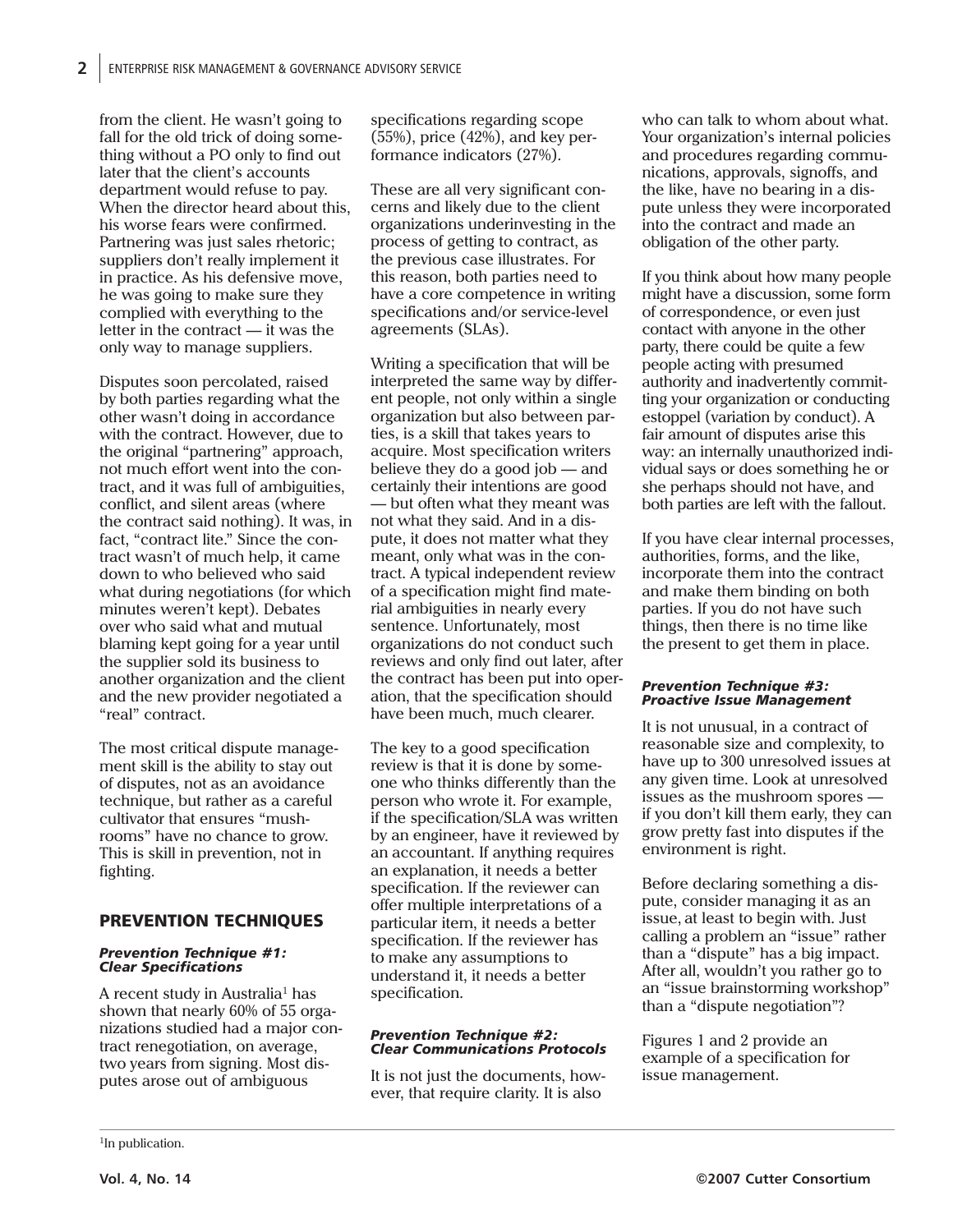from the client. He wasn't going to fall for the old trick of doing something without a PO only to find out later that the client's accounts department would refuse to pay. When the director heard about this, his worse fears were confirmed. Partnering was just sales rhetoric; suppliers don't really implement it in practice. As his defensive move, he was going to make sure they complied with everything to the letter in the contract — it was the only way to manage suppliers.

Disputes soon percolated, raised by both parties regarding what the other wasn't doing in accordance with the contract. However, due to the original "partnering" approach, not much effort went into the contract, and it was full of ambiguities, conflict, and silent areas (where the contract said nothing). It was, in fact, "contract lite." Since the contract wasn't of much help, it came down to who believed who said what during negotiations (for which minutes weren't kept). Debates over who said what and mutual blaming kept going for a year until the supplier sold its business to another organization and the client and the new provider negotiated a "real" contract.

The most critical dispute management skill is the ability to stay out of disputes, not as an avoidance technique, but rather as a careful cultivator that ensures "mushrooms" have no chance to grow. This is skill in prevention, not in fighting.

## PREVENTION TECHNIQUES

#### *Prevention Technique #1: Clear Specifications*

A recent study in Australia[1] has shown that nearly 60% of 55 organizations studied had a major contract renegotiation, on average, two years from signing. Most disputes arose out of ambiguous specifications regarding scope (55%), price (42%), and key performance indicators (27%).

These are all very significant concerns and likely due to the client organizations underinvesting in the process of getting to contract, as the previous case illustrates. For this reason, both parties need to have a core competence in writing specifications and/or service-level agreements (SLAs).

Writing a specification that will be interpreted the same way by different people, not only within a single organization but also between parties, is a skill that takes years to acquire. Most specification writers believe they do a good job — and certainly their intentions are good — but often what they meant was not what they said. And in a dispute, it does not matter what they meant, only what was in the contract. A typical independent review of a specification might find material ambiguities in nearly every sentence. Unfortunately, most organizations do not conduct such reviews and only find out later, after the contract has been put into operation, that the specification should have been much, much clearer.

The key to a good specification review is that it is done by someone who thinks differently than the person who wrote it. For example, if the specification/SLA was written by an engineer, have it reviewed by an accountant. If anything requires an explanation, it needs a better specification. If the reviewer can offer multiple interpretations of a particular item, it needs a better specification. If the reviewer has to make any assumptions to understand it, it needs a better specification.

#### *Prevention Technique #2: Clear Communications Protocols*

It is not just the documents, however, that require clarity. It is also who can talk to whom about what. Your organization's internal policies and procedures regarding communications, approvals, signoffs, and the like, have no bearing in a dispute unless they were incorporated into the contract and made an obligation of the other party.

If you think about how many people might have a discussion, some form of correspondence, or even just contact with anyone in the other party, there could be quite a few people acting with presumed authority and inadvertently committing your organization or conducting estoppel (variation by conduct). A fair amount of disputes arise this way: an internally unauthorized individual says or does something he or she perhaps should not have, and both parties are left with the fallout.

If you have clear internal processes, authorities, forms, and the like, incorporate them into the contract and make them binding on both parties. If you do not have such things, then there is no time like the present to get them in place.

#### *Prevention Technique #3: Proactive Issue Management*

It is not unusual, in a contract of reasonable size and complexity, to have up to 300 unresolved issues at any given time. Look at unresolved issues as the mushroom spores — if you don't kill them early, they can grow pretty fast into disputes if the environment is right.

Before declaring something a dispute, consider managing it as an issue, at least to begin with. Just calling a problem an "issue" rather than a "dispute" has a big impact. After all, wouldn't you rather go to an "issue brainstorming workshop" than a "dispute negotiation"?

Figures 1 and 2 provide an example of a specification for issue management.

[1] In publication.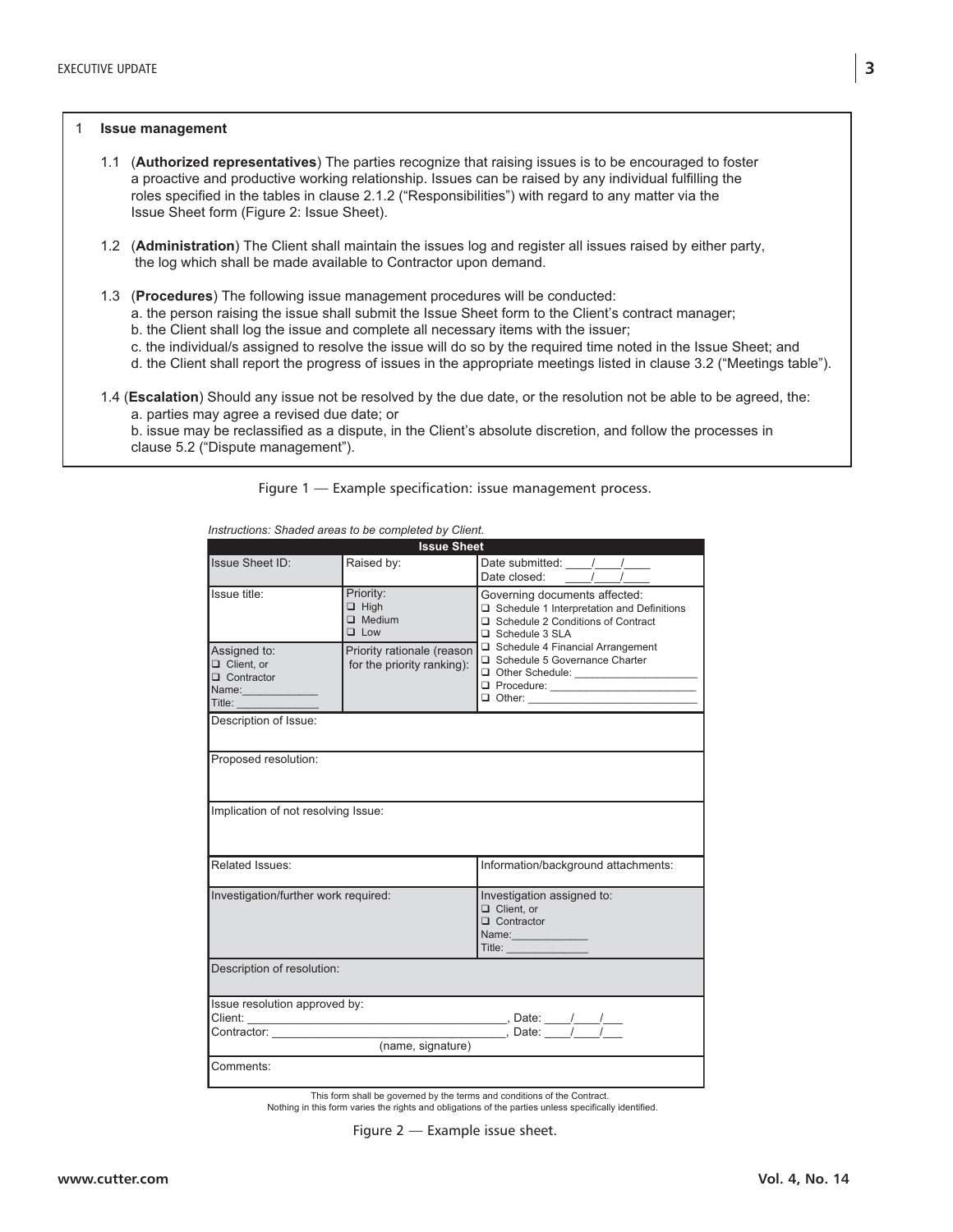1 **Issue management**

1.1 (**Authorized representatives**) The parties recognize that raising issues is to be encouraged to foster a proactive and productive working relationship. Issues can be raised by any individual fulfilling the roles specified in the tables in clause 2.1.2 ("Responsibilities") with regard to any matter via the Issue Sheet form (Figure 2: Issue Sheet).

1.2 (**Administration**) The Client shall maintain the issues log and register all issues raised by either party, the log which shall be made available to Contractor upon demand.

1.3 (**Procedures**) The following issue management procedures will be conducted:

a. the person raising the issue shall submit the Issue Sheet form to the Client's contract manager;

b. the Client shall log the issue and complete all necessary items with the issuer;

c. the individual/s assigned to resolve the issue will do so by the required time noted in the Issue Sheet; and

d. the Client shall report the progress of issues in the appropriate meetings listed in clause 3.2 ("Meetings table").

1.4 (**Escalation**) Should any issue not be resolved by the due date, or the resolution not be able to be agreed, the:

a. parties may agree a revised due date; or

b. issue may be reclassified as a dispute, in the Client's absolute discretion, and follow the processes in clause 5.2 ("Dispute management").

Figure 1 — Example specification: issue management process.

*Instructions: Shaded areas to be completed by Client.*

| **Issue Sheet** | | |
|---|---|---|
| Issue Sheet ID: | Raised by: | Date submitted: \_\_\_\_/\_\_\_\_/\_\_\_\_ Date closed: \_\_\_\_/\_\_\_\_/\_\_\_\_ |
| Issue title: | Priority: ❑ High ❑ Medium ❑ Low | Governing documents affected: ❑ Schedule 1 Interpretation and Definitions ❑ Schedule 2 Conditions of Contract ❑ Schedule 3 SLA ❑ Schedule 4 Financial Arrangement ❑ Schedule 5 Governance Charter ❑ Other Schedule: \_\_\_\_\_\_\_\_ ❑ Procedure: \_\_\_\_\_\_\_\_ ❑ Other: \_\_\_\_\_\_\_\_ |
| Assigned to: ❑ Client, or ❑ Contractor Name:\_\_\_\_\_\_ Title: \_\_\_\_\_\_ | Priority rationale (reason for the priority ranking): | |
| Description of Issue: | | |
| Proposed resolution: | | |
| Implication of not resolving Issue: | | |
| Related Issues: | | Information/background attachments: |
| Investigation/further work required: | | Investigation assigned to: ❑ Client, or ❑ Contractor Name:\_\_\_\_\_\_ Title: \_\_\_\_\_\_ |
| Description of resolution: | | |
| Issue resolution approved by: Client: \_\_\_\_\_\_\_\_, Date: \_\_\_\_/\_\_\_\_/\_\_\_ Contractor: \_\_\_\_\_\_\_\_, Date: \_\_\_\_/\_\_\_\_/\_\_\_ (name, signature) | | |
| Comments: | | |

This form shall be governed by the terms and conditions of the Contract.
Nothing in this form varies the rights and obligations of the parties unless specifically identified.

Figure 2 — Example issue sheet.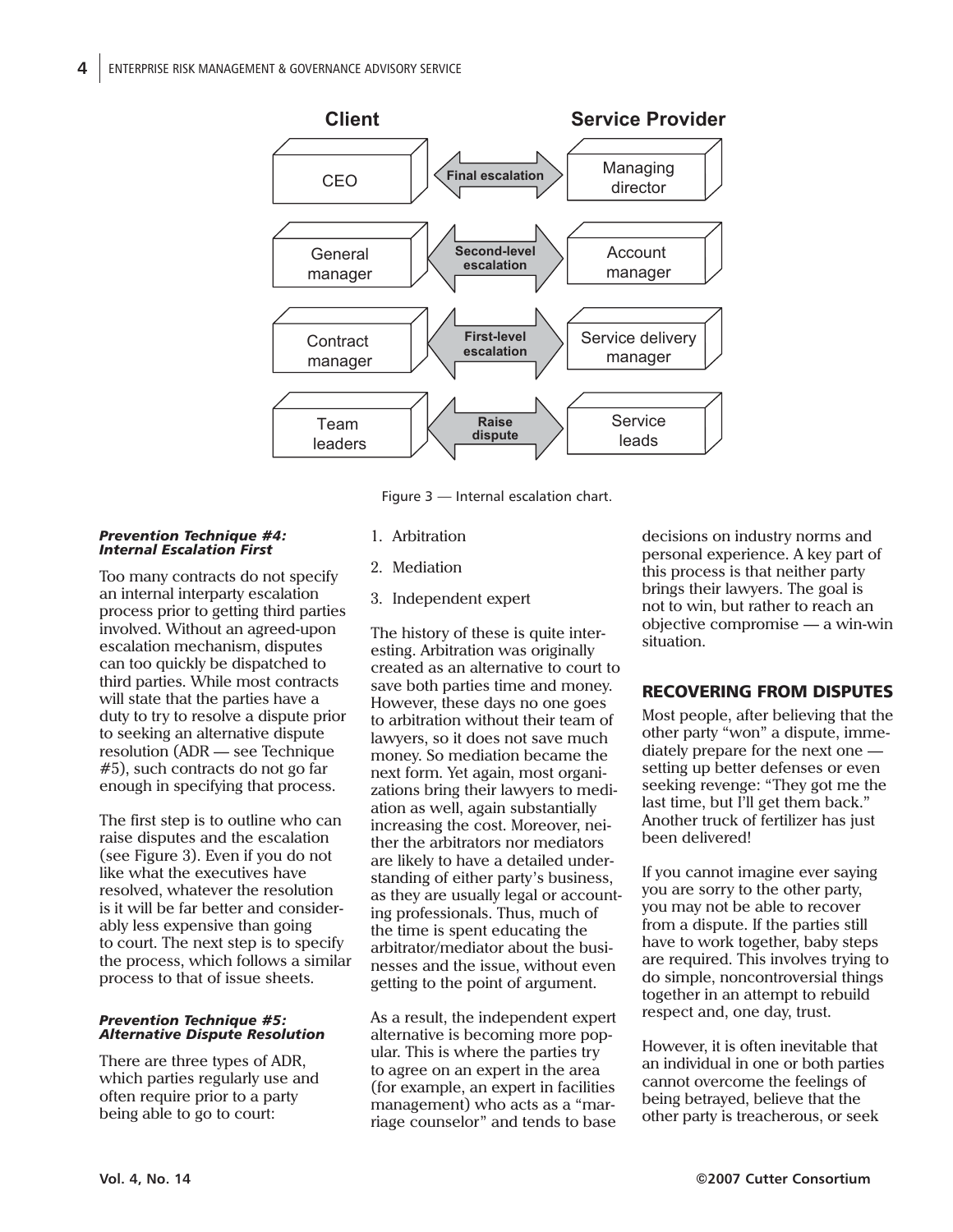| Client | | Service Provider |
|---|---|---|
| CEO | Final escalation | Managing director |
| General manager | Second-level escalation | Account manager |
| Contract manager | First-level escalation | Service delivery manager |
| Team leaders | Raise dispute | Service leads |

Figure 3 — Internal escalation chart.

#### *Prevention Technique #4: Internal Escalation First*

Too many contracts do not specify an internal interparty escalation process prior to getting third parties involved. Without an agreed-upon escalation mechanism, disputes can too quickly be dispatched to third parties. While most contracts will state that the parties have a duty to try to resolve a dispute prior to seeking an alternative dispute resolution (ADR — see Technique #5), such contracts do not go far enough in specifying that process.

The first step is to outline who can raise disputes and the escalation (see Figure 3). Even if you do not like what the executives have resolved, whatever the resolution is it will be far better and considerably less expensive than going to court. The next step is to specify the process, which follows a similar process to that of issue sheets.

#### *Prevention Technique #5: Alternative Dispute Resolution*

There are three types of ADR, which parties regularly use and often require prior to a party being able to go to court:

1. Arbitration
2. Mediation
3. Independent expert

The history of these is quite interesting. Arbitration was originally created as an alternative to court to save both parties time and money. However, these days no one goes to arbitration without their team of lawyers, so it does not save much money. So mediation became the next form. Yet again, most organizations bring their lawyers to mediation as well, again substantially increasing the cost. Moreover, neither the arbitrators nor mediators are likely to have a detailed understanding of either party's business, as they are usually legal or accounting professionals. Thus, much of the time is spent educating the arbitrator/mediator about the businesses and the issue, without even getting to the point of argument.

As a result, the independent expert alternative is becoming more popular. This is where the parties try to agree on an expert in the area (for example, an expert in facilities management) who acts as a "marriage counselor" and tends to base decisions on industry norms and personal experience. A key part of this process is that neither party brings their lawyers. The goal is not to win, but rather to reach an objective compromise — a win-win situation.

## RECOVERING FROM DISPUTES

Most people, after believing that the other party "won" a dispute, immediately prepare for the next one — setting up better defenses or even seeking revenge: "They got me the last time, but I'll get them back." Another truck of fertilizer has just been delivered!

If you cannot imagine ever saying you are sorry to the other party, you may not be able to recover from a dispute. If the parties still have to work together, baby steps are required. This involves trying to do simple, noncontroversial things together in an attempt to rebuild respect and, one day, trust.

However, it is often inevitable that an individual in one or both parties cannot overcome the feelings of being betrayed, believe that the other party is treacherous, or seek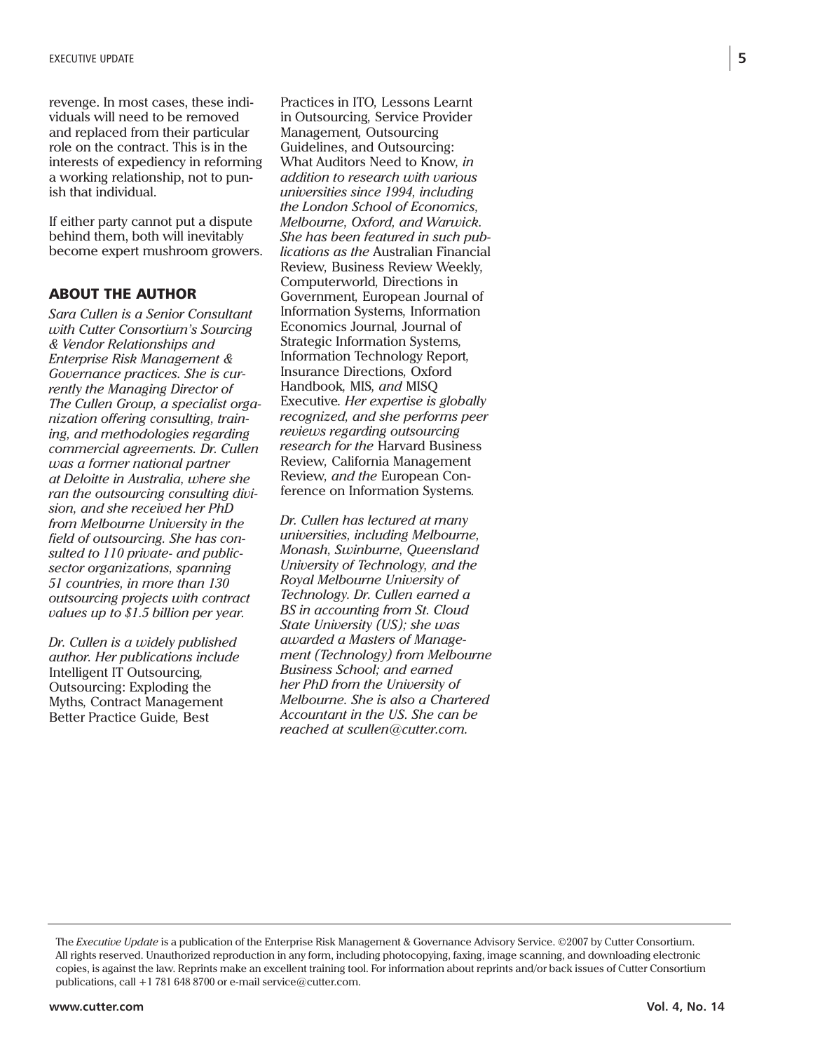revenge. In most cases, these individuals will need to be removed and replaced from their particular role on the contract. This is in the interests of expediency in reforming a working relationship, not to punish that individual.

If either party cannot put a dispute behind them, both will inevitably become expert mushroom growers.

## ABOUT THE AUTHOR

*Sara Cullen is a Senior Consultant with Cutter Consortium's Sourcing & Vendor Relationships and Enterprise Risk Management & Governance practices. She is currently the Managing Director of The Cullen Group, a specialist organization offering consulting, training, and methodologies regarding commercial agreements. Dr. Cullen was a former national partner at Deloitte in Australia, where she ran the outsourcing consulting division, and she received her PhD from Melbourne University in the field of outsourcing. She has consulted to 110 private- and public-sector organizations, spanning 51 countries, in more than 130 outsourcing projects with contract values up to $1.5 billion per year.*

*Dr. Cullen is a widely published author. Her publications include* Intelligent IT Outsourcing, Outsourcing: Exploding the Myths, Contract Management Better Practice Guide, Best Practices in ITO, Lessons Learnt in Outsourcing, Service Provider Management, Outsourcing Guidelines, and Outsourcing: What Auditors Need to Know, *in addition to research with various universities since 1994, including the London School of Economics, Melbourne, Oxford, and Warwick. She has been featured in such publications as the* Australian Financial Review, Business Review Weekly, Computerworld, Directions in Government, European Journal of Information Systems, Information Economics Journal, Journal of Strategic Information Systems, Information Technology Report, Insurance Directions, Oxford Handbook, MIS, *and* MISQ Executive. *Her expertise is globally recognized, and she performs peer reviews regarding outsourcing research for the* Harvard Business Review, California Management Review, *and the* European Conference on Information Systems.

*Dr. Cullen has lectured at many universities, including Melbourne, Monash, Swinburne, Queensland University of Technology, and the Royal Melbourne University of Technology. Dr. Cullen earned a BS in accounting from St. Cloud State University (US); she was awarded a Masters of Management (Technology) from Melbourne Business School; and earned her PhD from the University of Melbourne. She is also a Chartered Accountant in the US. She can be reached at scullen@cutter.com.*

The *Executive Update* is a publication of the Enterprise Risk Management & Governance Advisory Service. ©2007 by Cutter Consortium. All rights reserved. Unauthorized reproduction in any form, including photocopying, faxing, image scanning, and downloading electronic copies, is against the law. Reprints make an excellent training tool. For information about reprints and/or back issues of Cutter Consortium publications, call +1 781 648 8700 or e-mail service@cutter.com.